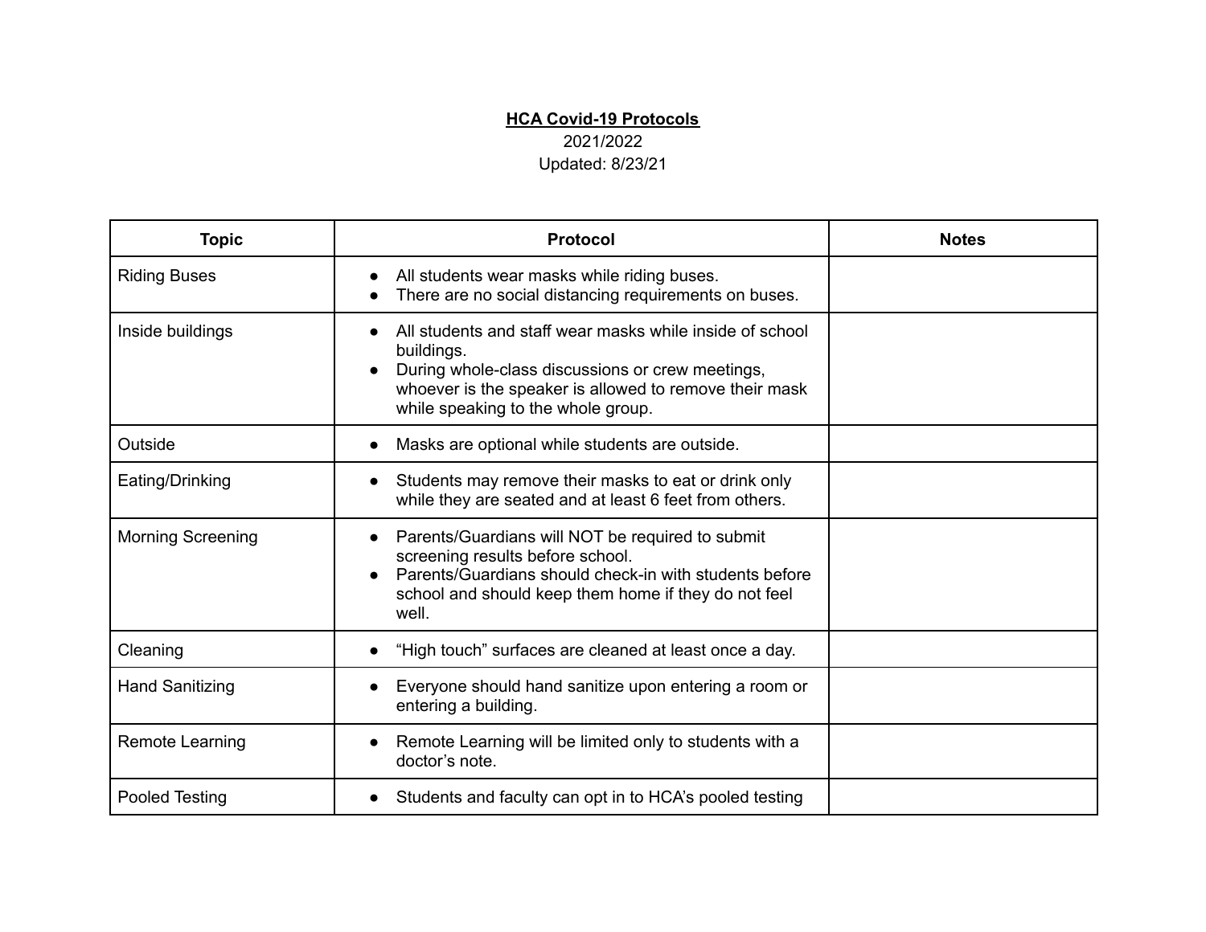# **HCA Covid-19 Protocols**

2021/2022

Updated: 8/23/21

| Topic | Protocol | Notes |
|---|---|---|
| Riding Buses | • All students wear masks while riding buses.<br>• There are no social distancing requirements on buses. | |
| Inside buildings | • All students and staff wear masks while inside of school buildings.<br>• During whole-class discussions or crew meetings, whoever is the speaker is allowed to remove their mask while speaking to the whole group. | |
| Outside | • Masks are optional while students are outside. | |
| Eating/Drinking | • Students may remove their masks to eat or drink only while they are seated and at least 6 feet from others. | |
| Morning Screening | • Parents/Guardians will NOT be required to submit screening results before school.<br>• Parents/Guardians should check-in with students before school and should keep them home if they do not feel well. | |
| Cleaning | • “High touch” surfaces are cleaned at least once a day. | |
| Hand Sanitizing | • Everyone should hand sanitize upon entering a room or entering a building. | |
| Remote Learning | • Remote Learning will be limited only to students with a doctor’s note. | |
| Pooled Testing | • Students and faculty can opt in to HCA’s pooled testing | |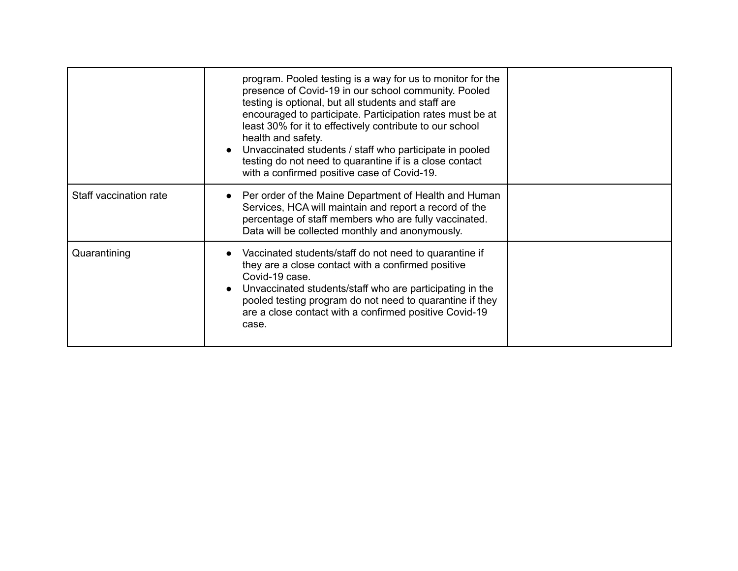| | | |
|---|---|---|
| | program. Pooled testing is a way for us to monitor for the presence of Covid-19 in our school community. Pooled testing is optional, but all students and staff are encouraged to participate. Participation rates must be at least 30% for it to effectively contribute to our school health and safety.<br>● Unvaccinated students / staff who participate in pooled testing do not need to quarantine if is a close contact with a confirmed positive case of Covid-19. | |
| Staff vaccination rate | ● Per order of the Maine Department of Health and Human Services, HCA will maintain and report a record of the percentage of staff members who are fully vaccinated. Data will be collected monthly and anonymously. | |
| Quarantining | ● Vaccinated students/staff do not need to quarantine if they are a close contact with a confirmed positive Covid-19 case.<br>● Unvaccinated students/staff who are participating in the pooled testing program do not need to quarantine if they are a close contact with a confirmed positive Covid-19 case. | |